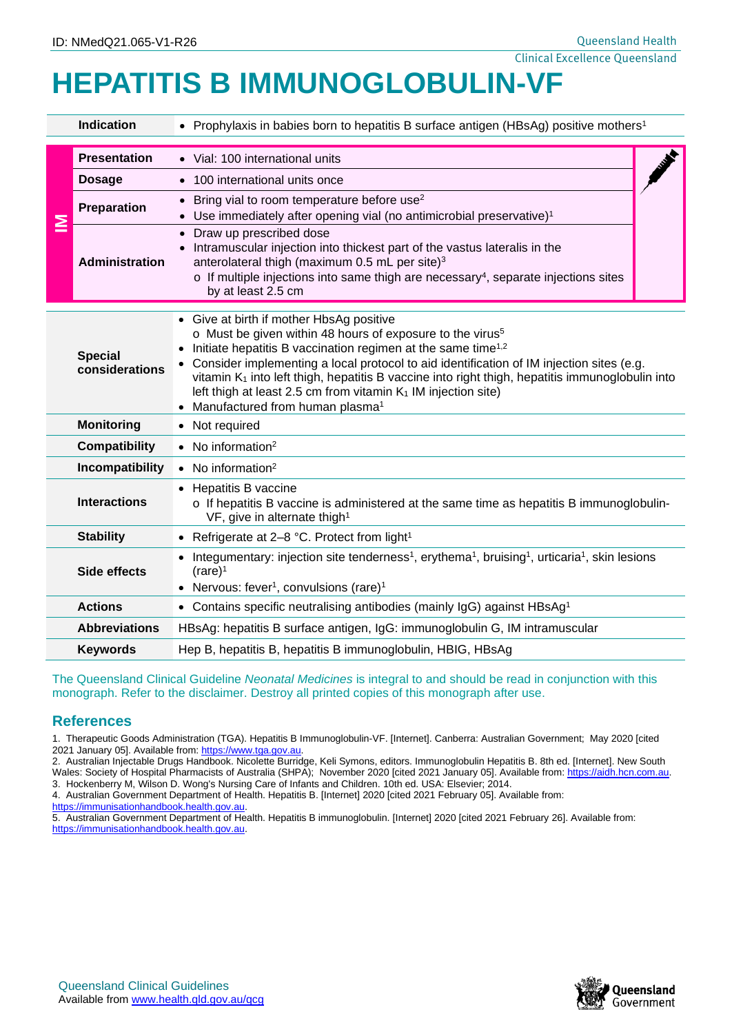ID: NMedQ21.065-V1-R26

# HEPATITIS B IMMUNOGLOBULIN-VF

| | |
|---|---|
| **Indication** | • Prophylaxis in babies born to hepatitis B surface antigen (HBsAg) positive mothers[1] |

**IM**

| | |
|---|---|
| **Presentation** | • Vial: 100 international units |
| **Dosage** | • 100 international units once |
| **Preparation** | • Bring vial to room temperature before use[2]<br>• Use immediately after opening vial (no antimicrobial preservative)[1] |
| **Administration** | • Draw up prescribed dose<br>• Intramuscular injection into thickest part of the vastus lateralis in the anterolateral thigh (maximum 0.5 mL per site)[3]<br>  o If multiple injections into same thigh are necessary[4], separate injections sites by at least 2.5 cm |

| | |
|---|---|
| **Special considerations** | • Give at birth if mother HbsAg positive<br>  o Must be given within 48 hours of exposure to the virus[5]<br>• Initiate hepatitis B vaccination regimen at the same time[1,2]<br>• Consider implementing a local protocol to aid identification of IM injection sites (e.g. vitamin $K_1$ into left thigh, hepatitis B vaccine into right thigh, hepatitis immunoglobulin into left thigh at least 2.5 cm from vitamin $K_1$ IM injection site)<br>• Manufactured from human plasma[1] |
| **Monitoring** | • Not required |
| **Compatibility** | • No information[2] |
| **Incompatibility** | • No information[2] |
| **Interactions** | • Hepatitis B vaccine<br>  o If hepatitis B vaccine is administered at the same time as hepatitis B immunoglobulin-VF, give in alternate thigh[1] |
| **Stability** | • Refrigerate at 2–8 °C. Protect from light[1] |
| **Side effects** | • Integumentary: injection site tenderness[1], erythema[1], bruising[1], urticaria[1], skin lesions (rare)[1]<br>• Nervous: fever[1], convulsions (rare)[1] |
| **Actions** | • Contains specific neutralising antibodies (mainly IgG) against HBsAg[1] |
| **Abbreviations** | HBsAg: hepatitis B surface antigen, IgG: immunoglobulin G, IM intramuscular |
| **Keywords** | Hep B, hepatitis B, hepatitis B immunoglobulin, HBIG, HBsAg |

The Queensland Clinical Guideline *Neonatal Medicines* is integral to and should be read in conjunction with this monograph. Refer to the disclaimer. Destroy all printed copies of this monograph after use.

## References

1. Therapeutic Goods Administration (TGA). Hepatitis B Immunoglobulin-VF. [Internet]. Canberra: Australian Government; May 2020 [cited 2021 January 05]. Available from: https://www.tga.gov.au.
2. Australian Injectable Drugs Handbook. Nicolette Burridge, Keli Symons, editors. Immunoglobulin Hepatitis B. 8th ed. [Internet]. New South Wales: Society of Hospital Pharmacists of Australia (SHPA); November 2020 [cited 2021 January 05]. Available from: https://aidh.hcn.com.au.
3. Hockenberry M, Wilson D. Wong's Nursing Care of Infants and Children. 10th ed. USA: Elsevier; 2014.
4. Australian Government Department of Health. Hepatitis B. [Internet] 2020 [cited 2021 February 05]. Available from: https://immunisationhandbook.health.gov.au.
5. Australian Government Department of Health. Hepatitis B immunoglobulin. [Internet] 2020 [cited 2021 February 26]. Available from: https://immunisationhandbook.health.gov.au.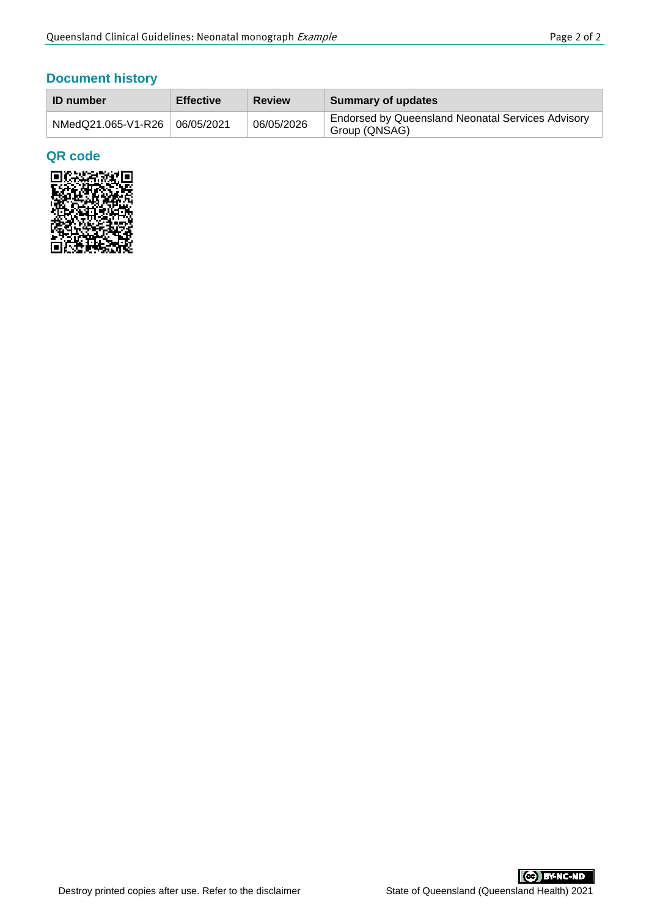## Document history

| ID number | Effective | Review | Summary of updates |
|---|---|---|---|
| NMedQ21.065-V1-R26 | 06/05/2021 | 06/05/2026 | Endorsed by Queensland Neonatal Services Advisory Group (QNSAG) |

## QR code

Destroy printed copies after use. Refer to the disclaimer

State of Queensland (Queensland Health) 2021